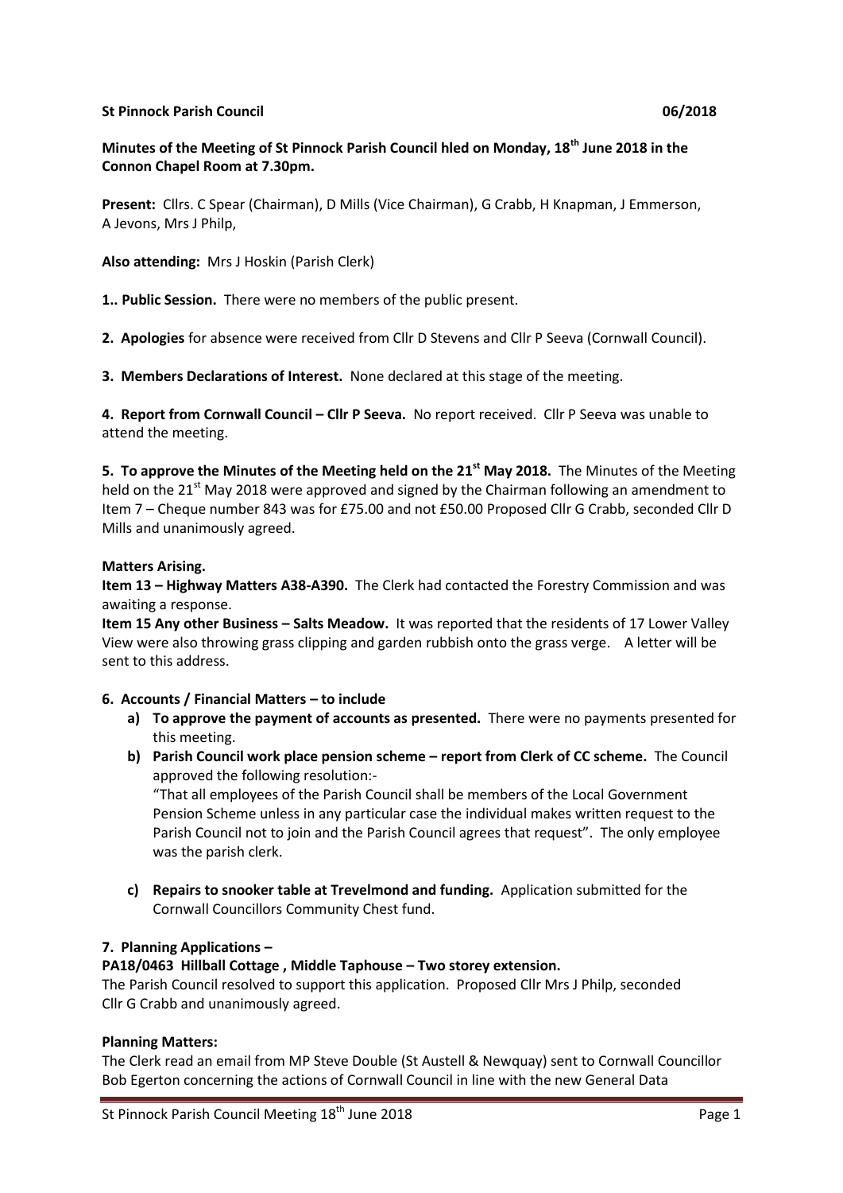**St Pinnock Parish Council 06/2018**

**Minutes of the Meeting of St Pinnock Parish Council hled on Monday, 18th June 2018 in the Connon Chapel Room at 7.30pm.**

**Present:** Cllrs. C Spear (Chairman), D Mills (Vice Chairman), G Crabb, H Knapman, J Emmerson, A Jevons, Mrs J Philp,

**Also attending:** Mrs J Hoskin (Parish Clerk)

**1.. Public Session.** There were no members of the public present.

**2. Apologies** for absence were received from Cllr D Stevens and Cllr P Seeva (Cornwall Council).

**3. Members Declarations of Interest.** None declared at this stage of the meeting.

**4. Report from Cornwall Council – Cllr P Seeva.** No report received. Cllr P Seeva was unable to attend the meeting.

**5. To approve the Minutes of the Meeting held on the 21st May 2018.** The Minutes of the Meeting held on the 21st May 2018 were approved and signed by the Chairman following an amendment to Item 7 – Cheque number 843 was for £75.00 and not £50.00 Proposed Cllr G Crabb, seconded Cllr D Mills and unanimously agreed.

**Matters Arising.**

**Item 13 – Highway Matters A38-A390.** The Clerk had contacted the Forestry Commission and was awaiting a response.

**Item 15 Any other Business – Salts Meadow.** It was reported that the residents of 17 Lower Valley View were also throwing grass clipping and garden rubbish onto the grass verge. A letter will be sent to this address.

**6. Accounts / Financial Matters – to include**

a) **To approve the payment of accounts as presented.** There were no payments presented for this meeting.

b) **Parish Council work place pension scheme – report from Clerk of CC scheme.** The Council approved the following resolution:-
"That all employees of the Parish Council shall be members of the Local Government Pension Scheme unless in any particular case the individual makes written request to the Parish Council not to join and the Parish Council agrees that request". The only employee was the parish clerk.

c) **Repairs to snooker table at Trevelmond and funding.** Application submitted for the Cornwall Councillors Community Chest fund.

**7. Planning Applications –**

**PA18/0463 Hillball Cottage , Middle Taphouse – Two storey extension.**

The Parish Council resolved to support this application. Proposed Cllr Mrs J Philp, seconded Cllr G Crabb and unanimously agreed.

**Planning Matters:**

The Clerk read an email from MP Steve Double (St Austell & Newquay) sent to Cornwall Councillor Bob Egerton concerning the actions of Cornwall Council in line with the new General Data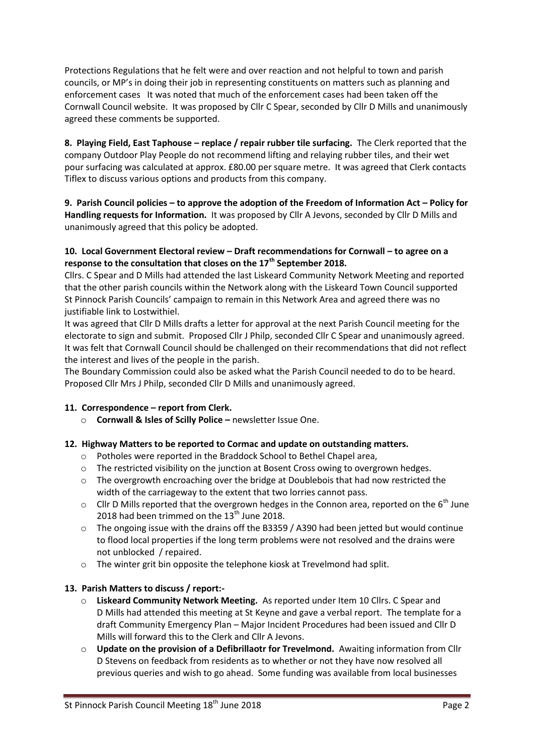Protections Regulations that he felt were and over reaction and not helpful to town and parish councils, or MP's in doing their job in representing constituents on matters such as planning and enforcement cases It was noted that much of the enforcement cases had been taken off the Cornwall Council website. It was proposed by Cllr C Spear, seconded by Cllr D Mills and unanimously agreed these comments be supported.

**8. Playing Field, East Taphouse – replace / repair rubber tile surfacing.** The Clerk reported that the company Outdoor Play People do not recommend lifting and relaying rubber tiles, and their wet pour surfacing was calculated at approx. £80.00 per square metre. It was agreed that Clerk contacts Tiflex to discuss various options and products from this company.

**9. Parish Council policies – to approve the adoption of the Freedom of Information Act – Policy for Handling requests for Information.** It was proposed by Cllr A Jevons, seconded by Cllr D Mills and unanimously agreed that this policy be adopted.

**10. Local Government Electoral review – Draft recommendations for Cornwall – to agree on a response to the consultation that closes on the 17th September 2018.**

Cllrs. C Spear and D Mills had attended the last Liskeard Community Network Meeting and reported that the other parish councils within the Network along with the Liskeard Town Council supported St Pinnock Parish Councils' campaign to remain in this Network Area and agreed there was no justifiable link to Lostwithiel.

It was agreed that Cllr D Mills drafts a letter for approval at the next Parish Council meeting for the electorate to sign and submit. Proposed Cllr J Philp, seconded Cllr C Spear and unanimously agreed. It was felt that Cornwall Council should be challenged on their recommendations that did not reflect the interest and lives of the people in the parish.

The Boundary Commission could also be asked what the Parish Council needed to do to be heard. Proposed Cllr Mrs J Philp, seconded Cllr D Mills and unanimously agreed.

**11. Correspondence – report from Clerk.**

- **Cornwall & Isles of Scilly Police –** newsletter Issue One.

**12. Highway Matters to be reported to Cormac and update on outstanding matters.**

- Potholes were reported in the Braddock School to Bethel Chapel area,
- The restricted visibility on the junction at Bosent Cross owing to overgrown hedges.
- The overgrowth encroaching over the bridge at Doublebois that had now restricted the width of the carriageway to the extent that two lorries cannot pass.
- Cllr D Mills reported that the overgrown hedges in the Connon area, reported on the 6th June 2018 had been trimmed on the 13th June 2018.
- The ongoing issue with the drains off the B3359 / A390 had been jetted but would continue to flood local properties if the long term problems were not resolved and the drains were not unblocked / repaired.
- The winter grit bin opposite the telephone kiosk at Trevelmond had split.

**13. Parish Matters to discuss / report:-**

- **Liskeard Community Network Meeting.** As reported under Item 10 Cllrs. C Spear and D Mills had attended this meeting at St Keyne and gave a verbal report. The template for a draft Community Emergency Plan – Major Incident Procedures had been issued and Cllr D Mills will forward this to the Clerk and Cllr A Jevons.
- **Update on the provision of a Defibrillaotr for Trevelmond.** Awaiting information from Cllr D Stevens on feedback from residents as to whether or not they have now resolved all previous queries and wish to go ahead. Some funding was available from local businesses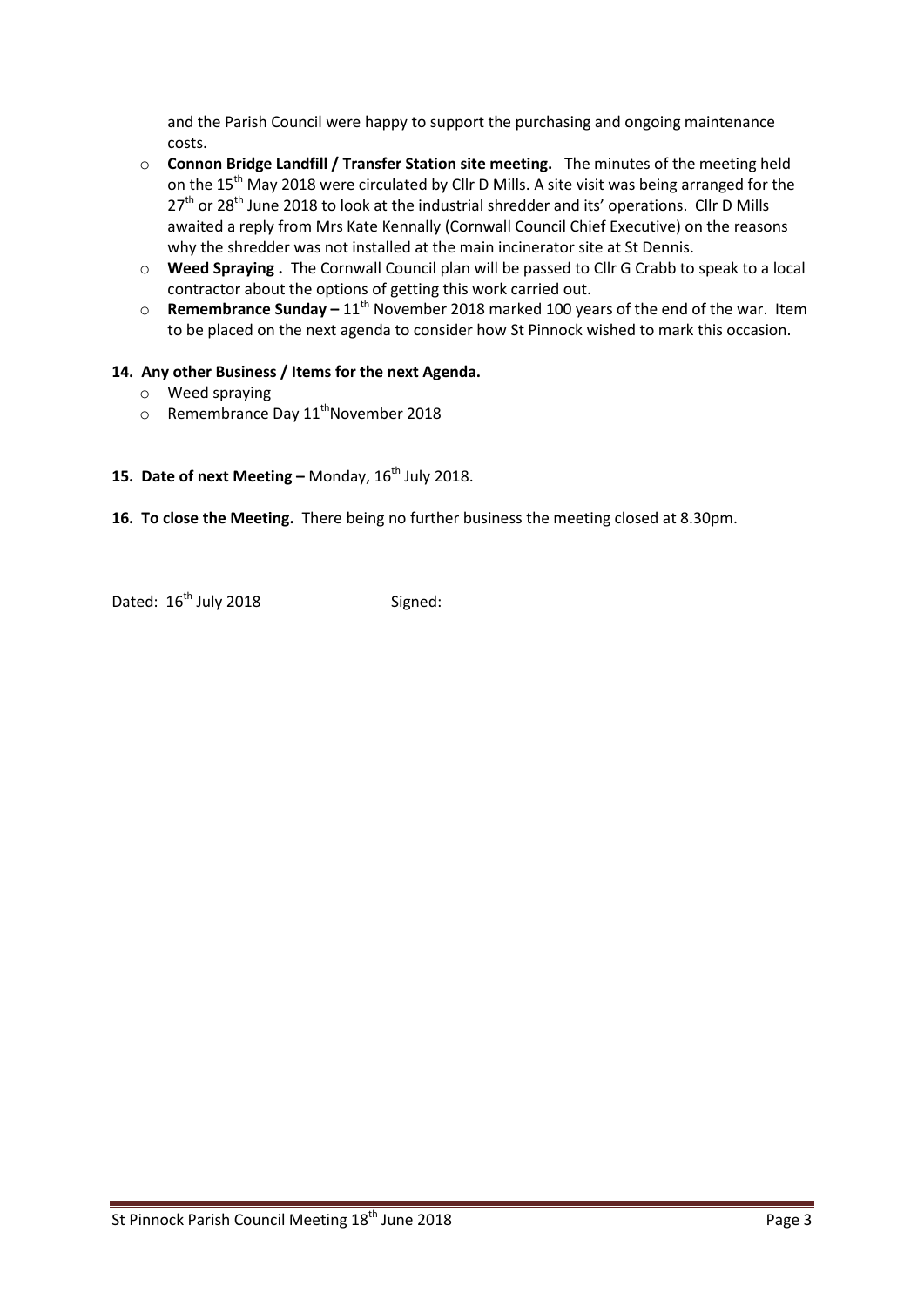and the Parish Council were happy to support the purchasing and ongoing maintenance costs.

- **Connon Bridge Landfill / Transfer Station site meeting.** The minutes of the meeting held on the 15th May 2018 were circulated by Cllr D Mills. A site visit was being arranged for the 27th or 28th June 2018 to look at the industrial shredder and its' operations. Cllr D Mills awaited a reply from Mrs Kate Kennally (Cornwall Council Chief Executive) on the reasons why the shredder was not installed at the main incinerator site at St Dennis.
- **Weed Spraying .** The Cornwall Council plan will be passed to Cllr G Crabb to speak to a local contractor about the options of getting this work carried out.
- **Remembrance Sunday –** 11th November 2018 marked 100 years of the end of the war. Item to be placed on the next agenda to consider how St Pinnock wished to mark this occasion.

**14. Any other Business / Items for the next Agenda.**

- Weed spraying
- Remembrance Day 11thNovember 2018

**15. Date of next Meeting –** Monday, 16th July 2018.

**16. To close the Meeting.** There being no further business the meeting closed at 8.30pm.

Dated: 16th July 2018 Signed: